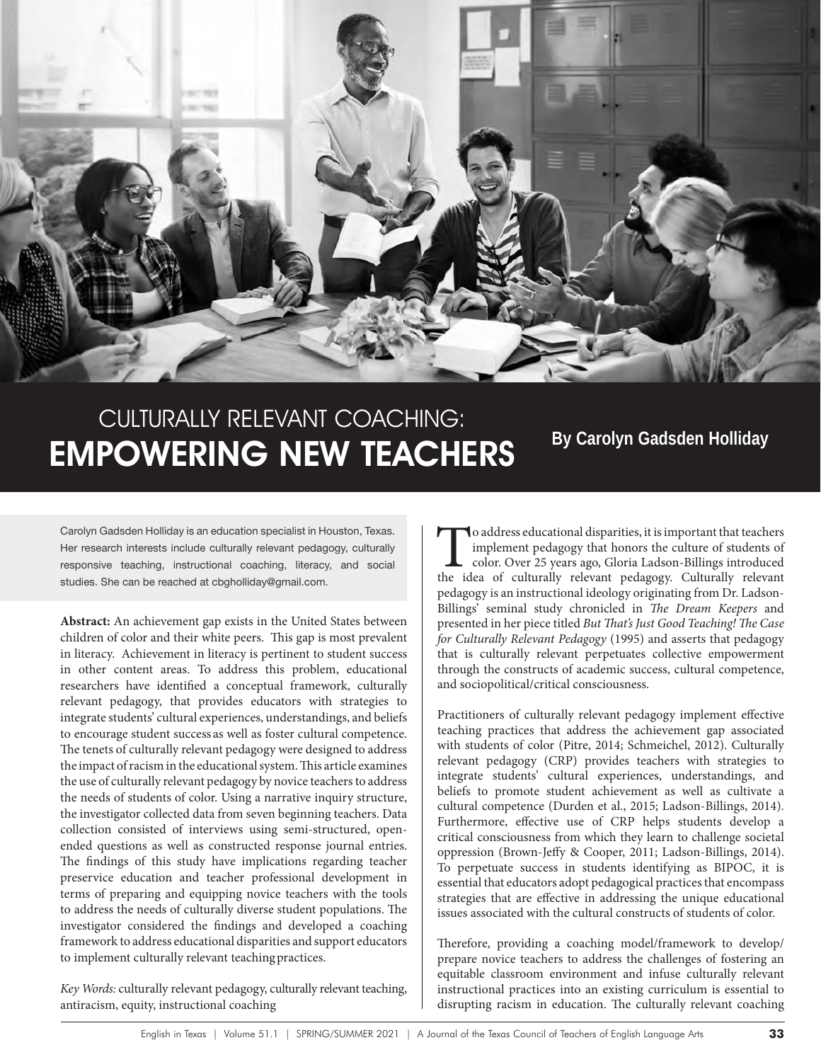# CULTURALLY RELEVANT COACHING: EMPOWERING NEW TEACHERS

**By Carolyn Gadsden Holliday**

Carolyn Gadsden Holliday is an education specialist in Houston, Texas. Her research interests include culturally relevant pedagogy, culturally responsive teaching, instructional coaching, literacy, and social studies. She can be reached at cbgholliday@gmail.com.

**Abstract:** An achievement gap exists in the United States between children of color and their white peers. This gap is most prevalent in literacy. Achievement in literacy is pertinent to student success in other content areas. To address this problem, educational researchers have identified a conceptual framework, culturally relevant pedagogy, that provides educators with strategies to integrate students' cultural experiences, understandings, and beliefs to encourage student success as well as foster cultural competence. The tenets of culturally relevant pedagogy were designed to address the impact of racism in the educational system. This article examines the use of culturally relevant pedagogy by novice teachers to address the needs of students of color. Using a narrative inquiry structure, the investigator collected data from seven beginning teachers. Data collection consisted of interviews using semi-structured, open-ended questions as well as constructed response journal entries. The findings of this study have implications regarding teacher preservice education and teacher professional development in terms of preparing and equipping novice teachers with the tools to address the needs of culturally diverse student populations. The investigator considered the findings and developed a coaching framework to address educational disparities and support educators to implement culturally relevant teaching practices.

*Key Words:* culturally relevant pedagogy, culturally relevant teaching, antiracism, equity, instructional coaching

To address educational disparities, it is important that teachers implement pedagogy that honors the culture of students of color. Over 25 years ago, Gloria Ladson-Billings introduced the idea of culturally relevant pedagogy. Culturally relevant pedagogy is an instructional ideology originating from Dr. Ladson-Billings' seminal study chronicled in *The Dream Keepers* and presented in her piece titled *But That's Just Good Teaching! The Case for Culturally Relevant Pedagogy* (1995) and asserts that pedagogy that is culturally relevant perpetuates collective empowerment through the constructs of academic success, cultural competence, and sociopolitical/critical consciousness.

Practitioners of culturally relevant pedagogy implement effective teaching practices that address the achievement gap associated with students of color (Pitre, 2014; Schmeichel, 2012). Culturally relevant pedagogy (CRP) provides teachers with strategies to integrate students' cultural experiences, understandings, and beliefs to promote student achievement as well as cultivate a cultural competence (Durden et al., 2015; Ladson-Billings, 2014). Furthermore, effective use of CRP helps students develop a critical consciousness from which they learn to challenge societal oppression (Brown-Jeffy & Cooper, 2011; Ladson-Billings, 2014). To perpetuate success in students identifying as BIPOC, it is essential that educators adopt pedagogical practices that encompass strategies that are effective in addressing the unique educational issues associated with the cultural constructs of students of color.

Therefore, providing a coaching model/framework to develop/prepare novice teachers to address the challenges of fostering an equitable classroom environment and infuse culturally relevant instructional practices into an existing curriculum is essential to disrupting racism in education. The culturally relevant coaching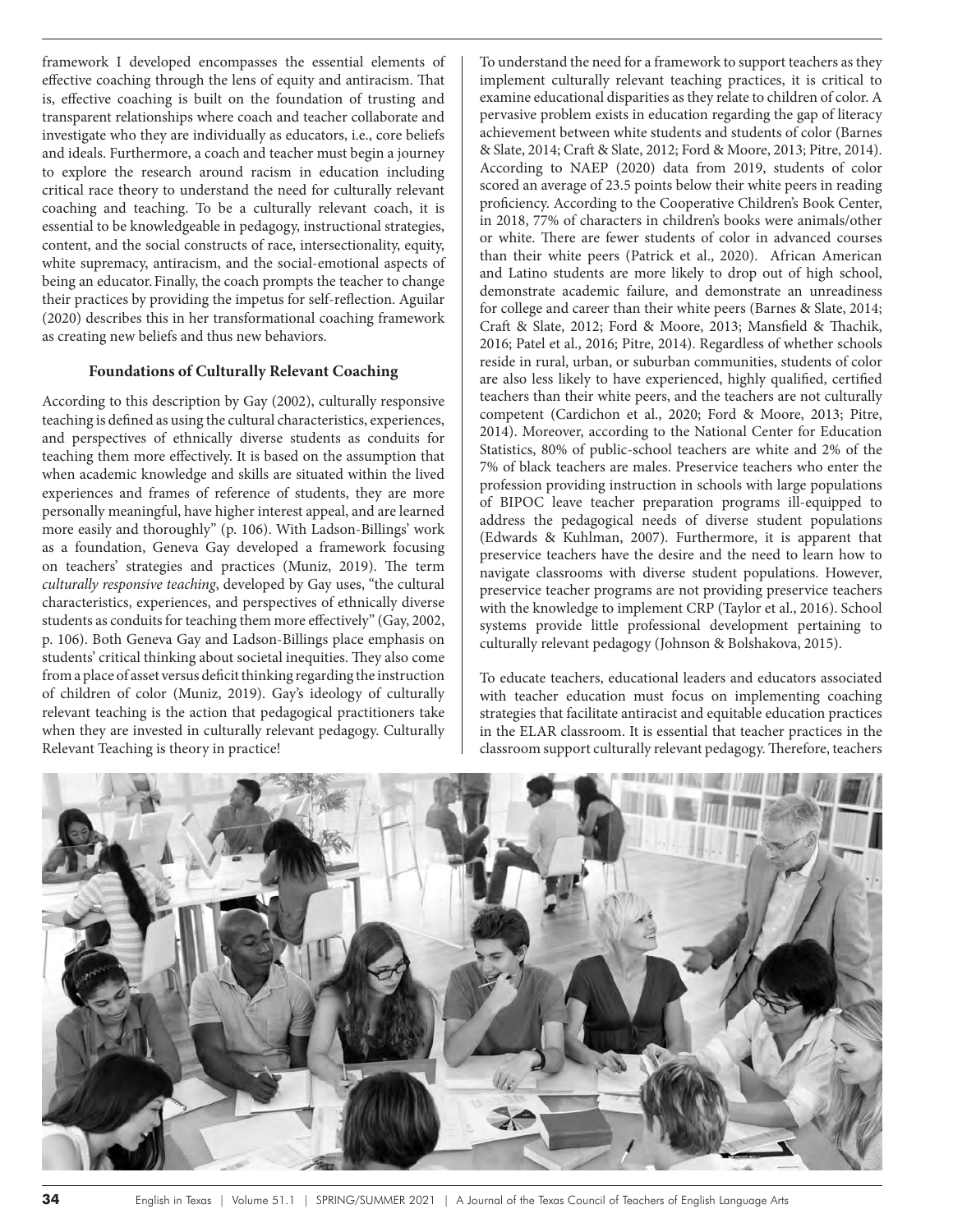framework I developed encompasses the essential elements of effective coaching through the lens of equity and antiracism. That is, effective coaching is built on the foundation of trusting and transparent relationships where coach and teacher collaborate and investigate who they are individually as educators, i.e., core beliefs and ideals. Furthermore, a coach and teacher must begin a journey to explore the research around racism in education including critical race theory to understand the need for culturally relevant coaching and teaching. To be a culturally relevant coach, it is essential to be knowledgeable in pedagogy, instructional strategies, content, and the social constructs of race, intersectionality, equity, white supremacy, antiracism, and the social-emotional aspects of being an educator. Finally, the coach prompts the teacher to change their practices by providing the impetus for self-reflection. Aguilar (2020) describes this in her transformational coaching framework as creating new beliefs and thus new behaviors.

## Foundations of Culturally Relevant Coaching

According to this description by Gay (2002), culturally responsive teaching is defined as using the cultural characteristics, experiences, and perspectives of ethnically diverse students as conduits for teaching them more effectively. It is based on the assumption that when academic knowledge and skills are situated within the lived experiences and frames of reference of students, they are more personally meaningful, have higher interest appeal, and are learned more easily and thoroughly" (p. 106). With Ladson-Billings' work as a foundation, Geneva Gay developed a framework focusing on teachers' strategies and practices (Muniz, 2019). The term *culturally responsive teaching*, developed by Gay uses, "the cultural characteristics, experiences, and perspectives of ethnically diverse students as conduits for teaching them more effectively" (Gay, 2002, p. 106). Both Geneva Gay and Ladson-Billings place emphasis on students' critical thinking about societal inequities. They also come from a place of asset versus deficit thinking regarding the instruction of children of color (Muniz, 2019). Gay's ideology of culturally relevant teaching is the action that pedagogical practitioners take when they are invested in culturally relevant pedagogy. Culturally Relevant Teaching is theory in practice!

To understand the need for a framework to support teachers as they implement culturally relevant teaching practices, it is critical to examine educational disparities as they relate to children of color. A pervasive problem exists in education regarding the gap of literacy achievement between white students and students of color (Barnes & Slate, 2014; Craft & Slate, 2012; Ford & Moore, 2013; Pitre, 2014). According to NAEP (2020) data from 2019, students of color scored an average of 23.5 points below their white peers in reading proficiency. According to the Cooperative Children's Book Center, in 2018, 77% of characters in children's books were animals/other or white. There are fewer students of color in advanced courses than their white peers (Patrick et al., 2020). African American and Latino students are more likely to drop out of high school, demonstrate academic failure, and demonstrate an unreadiness for college and career than their white peers (Barnes & Slate, 2014; Craft & Slate, 2012; Ford & Moore, 2013; Mansfield & Thachik, 2016; Patel et al., 2016; Pitre, 2014). Regardless of whether schools reside in rural, urban, or suburban communities, students of color are also less likely to have experienced, highly qualified, certified teachers than their white peers, and the teachers are not culturally competent (Cardichon et al., 2020; Ford & Moore, 2013; Pitre, 2014). Moreover, according to the National Center for Education Statistics, 80% of public-school teachers are white and 2% of the 7% of black teachers are males. Preservice teachers who enter the profession providing instruction in schools with large populations of BIPOC leave teacher preparation programs ill-equipped to address the pedagogical needs of diverse student populations (Edwards & Kuhlman, 2007). Furthermore, it is apparent that preservice teachers have the desire and the need to learn how to navigate classrooms with diverse student populations. However, preservice teacher programs are not providing preservice teachers with the knowledge to implement CRP (Taylor et al., 2016). School systems provide little professional development pertaining to culturally relevant pedagogy (Johnson & Bolshakova, 2015).

To educate teachers, educational leaders and educators associated with teacher education must focus on implementing coaching strategies that facilitate antiracist and equitable education practices in the ELAR classroom. It is essential that teacher practices in the classroom support culturally relevant pedagogy. Therefore, teachers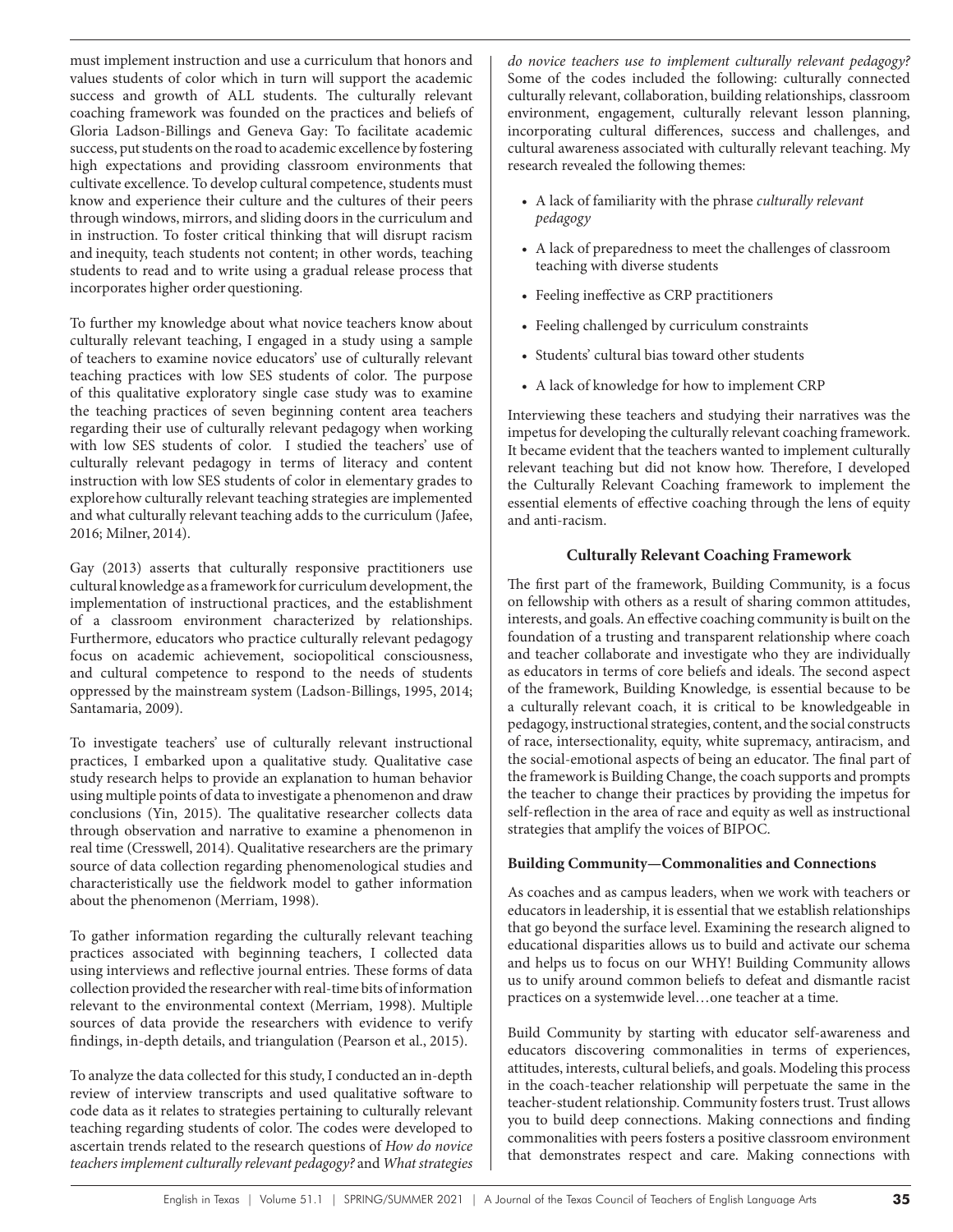must implement instruction and use a curriculum that honors and values students of color which in turn will support the academic success and growth of ALL students. The culturally relevant coaching framework was founded on the practices and beliefs of Gloria Ladson-Billings and Geneva Gay: To facilitate academic success, put students on the road to academic excellence by fostering high expectations and providing classroom environments that cultivate excellence. To develop cultural competence, students must know and experience their culture and the cultures of their peers through windows, mirrors, and sliding doors in the curriculum and in instruction. To foster critical thinking that will disrupt racism and inequity, teach students not content; in other words, teaching students to read and to write using a gradual release process that incorporates higher order questioning.

To further my knowledge about what novice teachers know about culturally relevant teaching, I engaged in a study using a sample of teachers to examine novice educators' use of culturally relevant teaching practices with low SES students of color. The purpose of this qualitative exploratory single case study was to examine the teaching practices of seven beginning content area teachers regarding their use of culturally relevant pedagogy when working with low SES students of color. I studied the teachers' use of culturally relevant pedagogy in terms of literacy and content instruction with low SES students of color in elementary grades to explore how culturally relevant teaching strategies are implemented and what culturally relevant teaching adds to the curriculum (Jafee, 2016; Milner, 2014).

Gay (2013) asserts that culturally responsive practitioners use cultural knowledge as a framework for curriculum development, the implementation of instructional practices, and the establishment of a classroom environment characterized by relationships. Furthermore, educators who practice culturally relevant pedagogy focus on academic achievement, sociopolitical consciousness, and cultural competence to respond to the needs of students oppressed by the mainstream system (Ladson-Billings, 1995, 2014; Santamaria, 2009).

To investigate teachers' use of culturally relevant instructional practices, I embarked upon a qualitative study. Qualitative case study research helps to provide an explanation to human behavior using multiple points of data to investigate a phenomenon and draw conclusions (Yin, 2015). The qualitative researcher collects data through observation and narrative to examine a phenomenon in real time (Cresswell, 2014). Qualitative researchers are the primary source of data collection regarding phenomenological studies and characteristically use the fieldwork model to gather information about the phenomenon (Merriam, 1998).

To gather information regarding the culturally relevant teaching practices associated with beginning teachers, I collected data using interviews and reflective journal entries. These forms of data collection provided the researcher with real-time bits of information relevant to the environmental context (Merriam, 1998). Multiple sources of data provide the researchers with evidence to verify findings, in-depth details, and triangulation (Pearson et al., 2015).

To analyze the data collected for this study, I conducted an in-depth review of interview transcripts and used qualitative software to code data as it relates to strategies pertaining to culturally relevant teaching regarding students of color. The codes were developed to ascertain trends related to the research questions of *How do novice teachers implement culturally relevant pedagogy?* and *What strategies do novice teachers use to implement culturally relevant pedagogy?* Some of the codes included the following: culturally connected culturally relevant, collaboration, building relationships, classroom environment, engagement, culturally relevant lesson planning, incorporating cultural differences, success and challenges, and cultural awareness associated with culturally relevant teaching. My research revealed the following themes:

- A lack of familiarity with the phrase *culturally relevant pedagogy*
- A lack of preparedness to meet the challenges of classroom teaching with diverse students
- Feeling ineffective as CRP practitioners
- Feeling challenged by curriculum constraints
- Students' cultural bias toward other students
- A lack of knowledge for how to implement CRP

Interviewing these teachers and studying their narratives was the impetus for developing the culturally relevant coaching framework. It became evident that the teachers wanted to implement culturally relevant teaching but did not know how. Therefore, I developed the Culturally Relevant Coaching framework to implement the essential elements of effective coaching through the lens of equity and anti-racism.

## Culturally Relevant Coaching Framework

The first part of the framework, Building Community, is a focus on fellowship with others as a result of sharing common attitudes, interests, and goals. An effective coaching community is built on the foundation of a trusting and transparent relationship where coach and teacher collaborate and investigate who they are individually as educators in terms of core beliefs and ideals. The second aspect of the framework, Building Knowledge, is essential because to be a culturally relevant coach, it is critical to be knowledgeable in pedagogy, instructional strategies, content, and the social constructs of race, intersectionality, equity, white supremacy, antiracism, and the social-emotional aspects of being an educator. The final part of the framework is Building Change, the coach supports and prompts the teacher to change their practices by providing the impetus for self-reflection in the area of race and equity as well as instructional strategies that amplify the voices of BIPOC.

### Building Community—Commonalities and Connections

As coaches and as campus leaders, when we work with teachers or educators in leadership, it is essential that we establish relationships that go beyond the surface level. Examining the research aligned to educational disparities allows us to build and activate our schema and helps us to focus on our WHY! Building Community allows us to unify around common beliefs to defeat and dismantle racist practices on a systemwide level…one teacher at a time.

Build Community by starting with educator self-awareness and educators discovering commonalities in terms of experiences, attitudes, interests, cultural beliefs, and goals. Modeling this process in the coach-teacher relationship will perpetuate the same in the teacher-student relationship. Community fosters trust. Trust allows you to build deep connections. Making connections and finding commonalities with peers fosters a positive classroom environment that demonstrates respect and care. Making connections with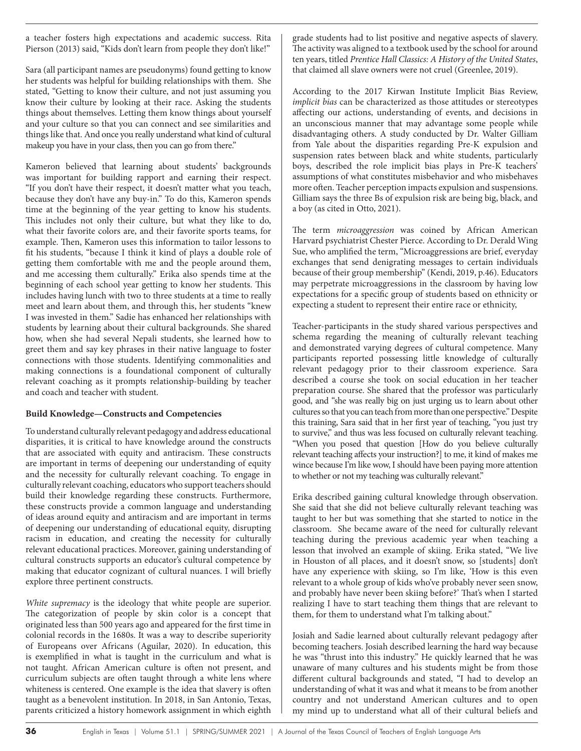a teacher fosters high expectations and academic success. Rita Pierson (2013) said, "Kids don't learn from people they don't like!"

Sara (all participant names are pseudonyms) found getting to know her students was helpful for building relationships with them. She stated, "Getting to know their culture, and not just assuming you know their culture by looking at their race. Asking the students things about themselves. Letting them know things about yourself and your culture so that you can connect and see similarities and things like that. And once you really understand what kind of cultural makeup you have in your class, then you can go from there."

Kameron believed that learning about students' backgrounds was important for building rapport and earning their respect. "If you don't have their respect, it doesn't matter what you teach, because they don't have any buy-in." To do this, Kameron spends time at the beginning of the year getting to know his students. This includes not only their culture, but what they like to do, what their favorite colors are, and their favorite sports teams, for example. Then, Kameron uses this information to tailor lessons to fit his students, "because I think it kind of plays a double role of getting them comfortable with me and the people around them, and me accessing them culturally." Erika also spends time at the beginning of each school year getting to know her students. This includes having lunch with two to three students at a time to really meet and learn about them, and through this, her students "knew I was invested in them." Sadie has enhanced her relationships with students by learning about their cultural backgrounds. She shared how, when she had several Nepali students, she learned how to greet them and say key phrases in their native language to foster connections with those students. Identifying commonalities and making connections is a foundational component of culturally relevant coaching as it prompts relationship-building by teacher and coach and teacher with student.

**Build Knowledge—Constructs and Competencies**

To understand culturally relevant pedagogy and address educational disparities, it is critical to have knowledge around the constructs that are associated with equity and antiracism. These constructs are important in terms of deepening our understanding of equity and the necessity for culturally relevant coaching. To engage in culturally relevant coaching, educators who support teachers should build their knowledge regarding these constructs. Furthermore, these constructs provide a common language and understanding of ideas around equity and antiracism and are important in terms of deepening our understanding of educational equity, disrupting racism in education, and creating the necessity for culturally relevant educational practices. Moreover, gaining understanding of cultural constructs supports an educator's cultural competence by making that educator cognizant of cultural nuances. I will briefly explore three pertinent constructs.

*White supremacy* is the ideology that white people are superior. The categorization of people by skin color is a concept that originated less than 500 years ago and appeared for the first time in colonial records in the 1680s. It was a way to describe superiority of Europeans over Africans (Aguilar, 2020). In education, this is exemplified in what is taught in the curriculum and what is not taught. African American culture is often not present, and curriculum subjects are often taught through a white lens where whiteness is centered. One example is the idea that slavery is often taught as a benevolent institution. In 2018, in San Antonio, Texas, parents criticized a history homework assignment in which eighth grade students had to list positive and negative aspects of slavery. The activity was aligned to a textbook used by the school for around ten years, titled *Prentice Hall Classics: A History of the United States*, that claimed all slave owners were not cruel (Greenlee, 2019).

According to the 2017 Kirwan Institute Implicit Bias Review, *implicit bias* can be characterized as those attitudes or stereotypes affecting our actions, understanding of events, and decisions in an unconscious manner that may advantage some people while disadvantaging others. A study conducted by Dr. Walter Gilliam from Yale about the disparities regarding Pre-K expulsion and suspension rates between black and white students, particularly boys, described the role implicit bias plays in Pre-K teachers' assumptions of what constitutes misbehavior and who misbehaves more often. Teacher perception impacts expulsion and suspensions. Gilliam says the three Bs of expulsion risk are being big, black, and a boy (as cited in Otto, 2021).

The term *microaggression* was coined by African American Harvard psychiatrist Chester Pierce. According to Dr. Derald Wing Sue, who amplified the term, "Microaggressions are brief, everyday exchanges that send denigrating messages to certain individuals because of their group membership" (Kendi, 2019, p.46). Educators may perpetrate microaggressions in the classroom by having low expectations for a specific group of students based on ethnicity or expecting a student to represent their entire race or ethnicity,

Teacher-participants in the study shared various perspectives and schema regarding the meaning of culturally relevant teaching and demonstrated varying degrees of cultural competence. Many participants reported possessing little knowledge of culturally relevant pedagogy prior to their classroom experience. Sara described a course she took on social education in her teacher preparation course. She shared that the professor was particularly good, and "she was really big on just urging us to learn about other cultures so that you can teach from more than one perspective." Despite this training, Sara said that in her first year of teaching, "you just try to survive," and thus was less focused on culturally relevant teaching. "When you posed that question [How do you believe culturally relevant teaching affects your instruction?] to me, it kind of makes me wince because I'm like wow, I should have been paying more attention to whether or not my teaching was culturally relevant."

Erika described gaining cultural knowledge through observation. She said that she did not believe culturally relevant teaching was taught to her but was something that she started to notice in the classroom. She became aware of the need for culturally relevant teaching during the previous academic year when teaching a lesson that involved an example of skiing. Erika stated, "We live in Houston of all places, and it doesn't snow, so [students] don't have any experience with skiing, so I'm like, 'How is this even relevant to a whole group of kids who've probably never seen snow, and probably have never been skiing before?' That's when I started realizing I have to start teaching them things that are relevant to them, for them to understand what I'm talking about."

Josiah and Sadie learned about culturally relevant pedagogy after becoming teachers. Josiah described learning the hard way because he was "thrust into this industry." He quickly learned that he was unaware of many cultures and his students might be from those different cultural backgrounds and stated, "I had to develop an understanding of what it was and what it means to be from another country and not understand American cultures and to open my mind up to understand what all of their cultural beliefs and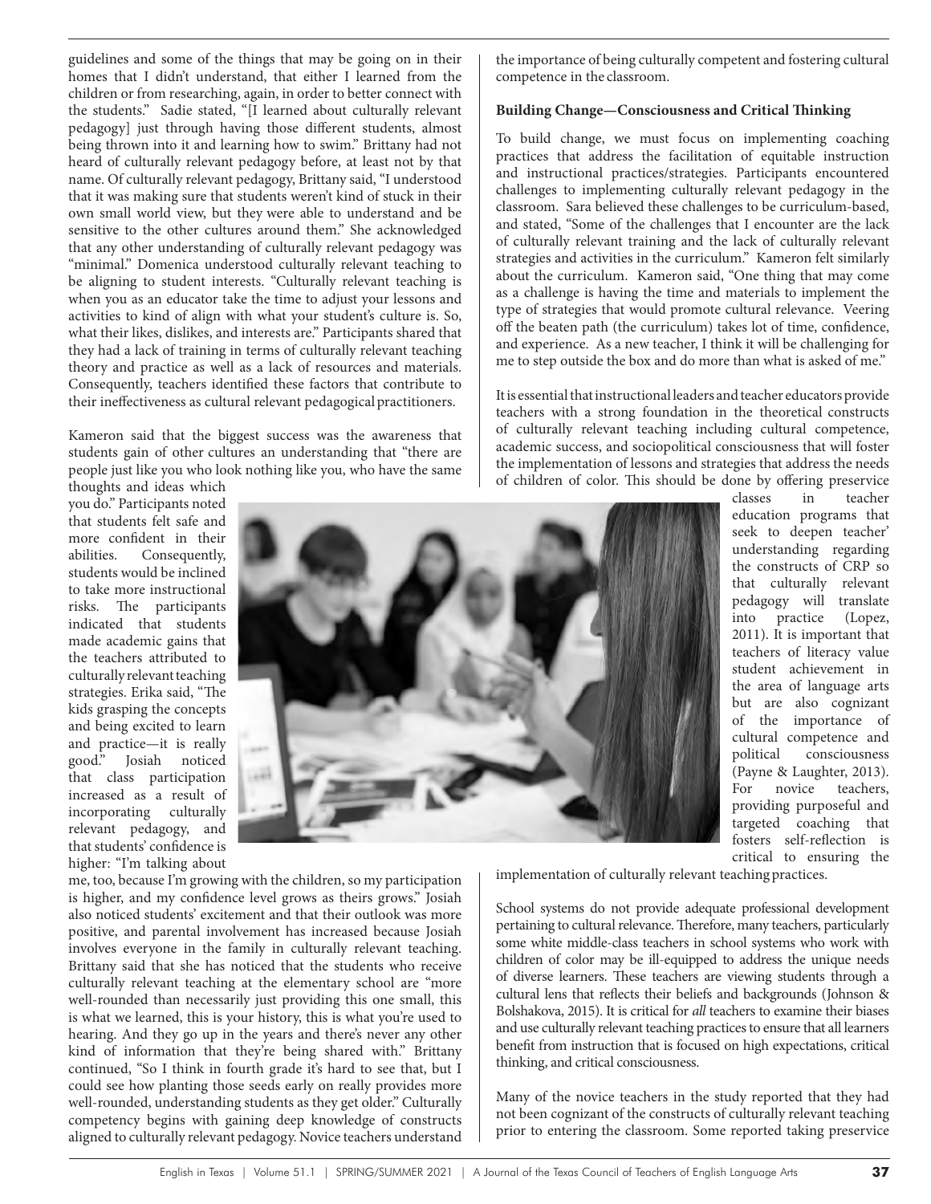guidelines and some of the things that may be going on in their homes that I didn't understand, that either I learned from the children or from researching, again, in order to better connect with the students." Sadie stated, "[I learned about culturally relevant pedagogy] just through having those different students, almost being thrown into it and learning how to swim." Brittany had not heard of culturally relevant pedagogy before, at least not by that name. Of culturally relevant pedagogy, Brittany said, "I understood that it was making sure that students weren't kind of stuck in their own small world view, but they were able to understand and be sensitive to the other cultures around them." She acknowledged that any other understanding of culturally relevant pedagogy was "minimal." Domenica understood culturally relevant teaching to be aligning to student interests. "Culturally relevant teaching is when you as an educator take the time to adjust your lessons and activities to kind of align with what your student's culture is. So, what their likes, dislikes, and interests are." Participants shared that they had a lack of training in terms of culturally relevant teaching theory and practice as well as a lack of resources and materials. Consequently, teachers identified these factors that contribute to their ineffectiveness as cultural relevant pedagogical practitioners.

Kameron said that the biggest success was the awareness that students gain of other cultures an understanding that "there are people just like you who look nothing like you, who have the same thoughts and ideas which you do." Participants noted that students felt safe and more confident in their abilities. Consequently, students would be inclined to take more instructional risks. The participants indicated that students made academic gains that the teachers attributed to culturally relevant teaching strategies. Erika said, "The kids grasping the concepts and being excited to learn and practice—it is really good." Josiah noticed that class participation increased as a result of incorporating culturally relevant pedagogy, and that students' confidence is higher: "I'm talking about me, too, because I'm growing with the children, so my participation is higher, and my confidence level grows as theirs grows." Josiah also noticed students' excitement and that their outlook was more positive, and parental involvement has increased because Josiah involves everyone in the family in culturally relevant teaching. Brittany said that she has noticed that the students who receive culturally relevant teaching at the elementary school are "more well-rounded than necessarily just providing this one small, this is what we learned, this is your history, this is what you're used to hearing. And they go up in the years and there's never any other kind of information that they're being shared with." Brittany continued, "So I think in fourth grade it's hard to see that, but I could see how planting those seeds early on really provides more well-rounded, understanding students as they get older." Culturally competency begins with gaining deep knowledge of constructs aligned to culturally relevant pedagogy. Novice teachers understand the importance of being culturally competent and fostering cultural competence in the classroom.

**Building Change—Consciousness and Critical Thinking**

To build change, we must focus on implementing coaching practices that address the facilitation of equitable instruction and instructional practices/strategies. Participants encountered challenges to implementing culturally relevant pedagogy in the classroom. Sara believed these challenges to be curriculum-based, and stated, "Some of the challenges that I encounter are the lack of culturally relevant training and the lack of culturally relevant strategies and activities in the curriculum." Kameron felt similarly about the curriculum. Kameron said, "One thing that may come as a challenge is having the time and materials to implement the type of strategies that would promote cultural relevance. Veering off the beaten path (the curriculum) takes lot of time, confidence, and experience. As a new teacher, I think it will be challenging for me to step outside the box and do more than what is asked of me."

It is essential that instructional leaders and teacher educators provide teachers with a strong foundation in the theoretical constructs of culturally relevant teaching including cultural competence, academic success, and sociopolitical consciousness that will foster the implementation of lessons and strategies that address the needs of children of color. This should be done by offering preservice classes in teacher education programs that seek to deepen teacher' understanding regarding the constructs of CRP so that culturally relevant pedagogy will translate into practice (Lopez, 2011). It is important that teachers of literacy value student achievement in the area of language arts but are also cognizant of the importance of cultural competence and political consciousness (Payne & Laughter, 2013). For novice teachers, providing purposeful and targeted coaching that fosters self-reflection is critical to ensuring the implementation of culturally relevant teaching practices.

School systems do not provide adequate professional development pertaining to cultural relevance. Therefore, many teachers, particularly some white middle-class teachers in school systems who work with children of color may be ill-equipped to address the unique needs of diverse learners. These teachers are viewing students through a cultural lens that reflects their beliefs and backgrounds (Johnson & Bolshakova, 2015). It is critical for *all* teachers to examine their biases and use culturally relevant teaching practices to ensure that all learners benefit from instruction that is focused on high expectations, critical thinking, and critical consciousness.

Many of the novice teachers in the study reported that they had not been cognizant of the constructs of culturally relevant teaching prior to entering the classroom. Some reported taking preservice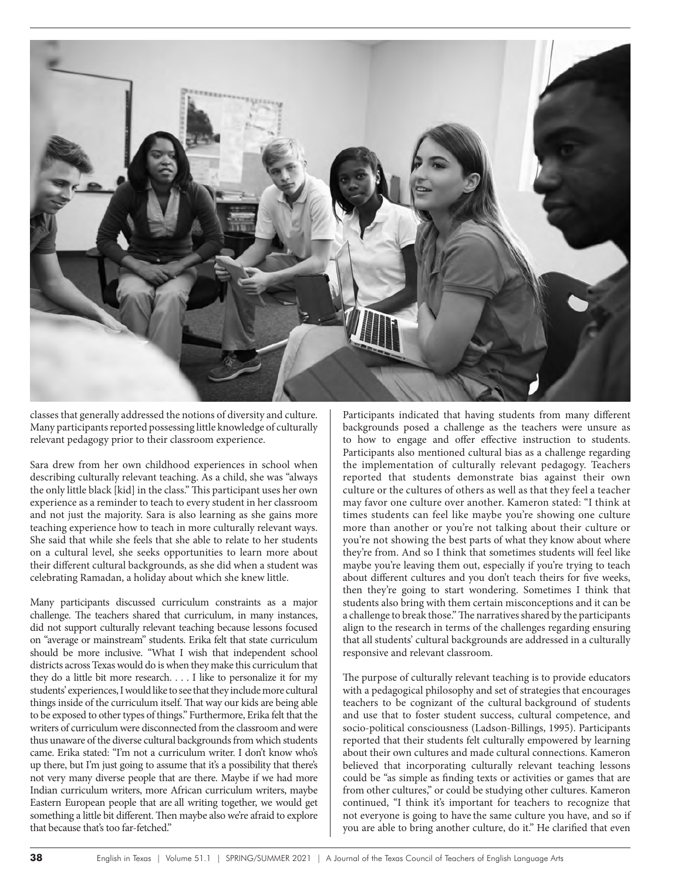classes that generally addressed the notions of diversity and culture. Many participants reported possessing little knowledge of culturally relevant pedagogy prior to their classroom experience.

Sara drew from her own childhood experiences in school when describing culturally relevant teaching. As a child, she was "always the only little black [kid] in the class." This participant uses her own experience as a reminder to teach to every student in her classroom and not just the majority. Sara is also learning as she gains more teaching experience how to teach in more culturally relevant ways. She said that while she feels that she able to relate to her students on a cultural level, she seeks opportunities to learn more about their different cultural backgrounds, as she did when a student was celebrating Ramadan, a holiday about which she knew little.

Many participants discussed curriculum constraints as a major challenge. The teachers shared that curriculum, in many instances, did not support culturally relevant teaching because lessons focused on "average or mainstream" students. Erika felt that state curriculum should be more inclusive. "What I wish that independent school districts across Texas would do is when they make this curriculum that they do a little bit more research. . . . I like to personalize it for my students' experiences, I would like to see that they include more cultural things inside of the curriculum itself. That way our kids are being able to be exposed to other types of things." Furthermore, Erika felt that the writers of curriculum were disconnected from the classroom and were thus unaware of the diverse cultural backgrounds from which students came. Erika stated: "I'm not a curriculum writer. I don't know who's up there, but I'm just going to assume that it's a possibility that there's not very many diverse people that are there. Maybe if we had more Indian curriculum writers, more African curriculum writers, maybe Eastern European people that are all writing together, we would get something a little bit different. Then maybe also we're afraid to explore that because that's too far-fetched."

Participants indicated that having students from many different backgrounds posed a challenge as the teachers were unsure as to how to engage and offer effective instruction to students. Participants also mentioned cultural bias as a challenge regarding the implementation of culturally relevant pedagogy. Teachers reported that students demonstrate bias against their own culture or the cultures of others as well as that they feel a teacher may favor one culture over another. Kameron stated: "I think at times students can feel like maybe you're showing one culture more than another or you're not talking about their culture or you're not showing the best parts of what they know about where they're from. And so I think that sometimes students will feel like maybe you're leaving them out, especially if you're trying to teach about different cultures and you don't teach theirs for five weeks, then they're going to start wondering. Sometimes I think that students also bring with them certain misconceptions and it can be a challenge to break those." The narratives shared by the participants align to the research in terms of the challenges regarding ensuring that all students' cultural backgrounds are addressed in a culturally responsive and relevant classroom.

The purpose of culturally relevant teaching is to provide educators with a pedagogical philosophy and set of strategies that encourages teachers to be cognizant of the cultural background of students and use that to foster student success, cultural competence, and socio-political consciousness (Ladson-Billings, 1995). Participants reported that their students felt culturally empowered by learning about their own cultures and made cultural connections. Kameron believed that incorporating culturally relevant teaching lessons could be "as simple as finding texts or activities or games that are from other cultures," or could be studying other cultures. Kameron continued, "I think it's important for teachers to recognize that not everyone is going to have the same culture you have, and so if you are able to bring another culture, do it." He clarified that even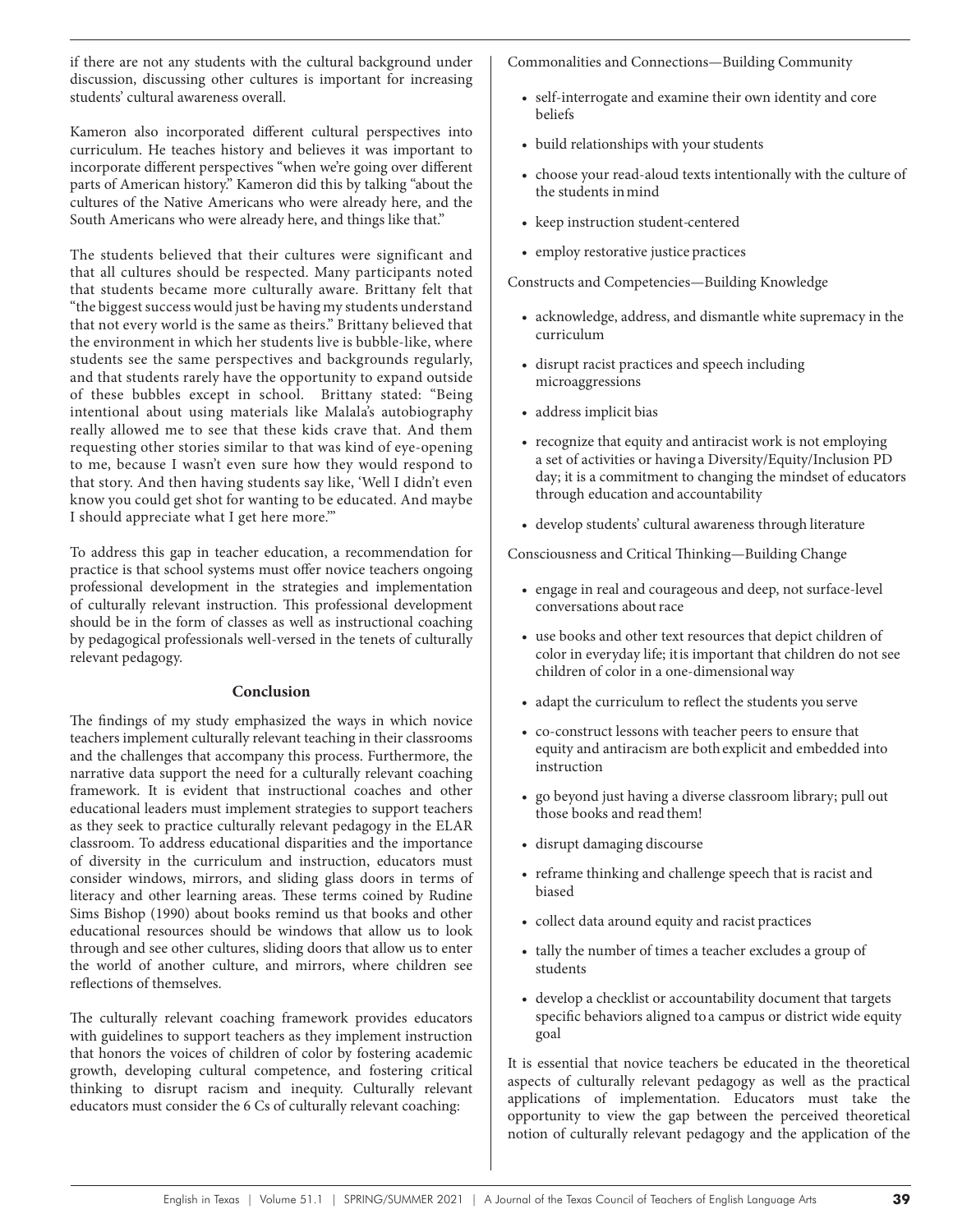if there are not any students with the cultural background under discussion, discussing other cultures is important for increasing students' cultural awareness overall.

Kameron also incorporated different cultural perspectives into curriculum. He teaches history and believes it was important to incorporate different perspectives "when we're going over different parts of American history." Kameron did this by talking "about the cultures of the Native Americans who were already here, and the South Americans who were already here, and things like that."

The students believed that their cultures were significant and that all cultures should be respected. Many participants noted that students became more culturally aware. Brittany felt that "the biggest success would just be having my students understand that not every world is the same as theirs." Brittany believed that the environment in which her students live is bubble-like, where students see the same perspectives and backgrounds regularly, and that students rarely have the opportunity to expand outside of these bubbles except in school. Brittany stated: "Being intentional about using materials like Malala's autobiography really allowed me to see that these kids crave that. And them requesting other stories similar to that was kind of eye-opening to me, because I wasn't even sure how they would respond to that story. And then having students say like, 'Well I didn't even know you could get shot for wanting to be educated. And maybe I should appreciate what I get here more.'"

To address this gap in teacher education, a recommendation for practice is that school systems must offer novice teachers ongoing professional development in the strategies and implementation of culturally relevant instruction. This professional development should be in the form of classes as well as instructional coaching by pedagogical professionals well-versed in the tenets of culturally relevant pedagogy.

## Conclusion

The findings of my study emphasized the ways in which novice teachers implement culturally relevant teaching in their classrooms and the challenges that accompany this process. Furthermore, the narrative data support the need for a culturally relevant coaching framework. It is evident that instructional coaches and other educational leaders must implement strategies to support teachers as they seek to practice culturally relevant pedagogy in the ELAR classroom. To address educational disparities and the importance of diversity in the curriculum and instruction, educators must consider windows, mirrors, and sliding glass doors in terms of literacy and other learning areas. These terms coined by Rudine Sims Bishop (1990) about books remind us that books and other educational resources should be windows that allow us to look through and see other cultures, sliding doors that allow us to enter the world of another culture, and mirrors, where children see reflections of themselves.

The culturally relevant coaching framework provides educators with guidelines to support teachers as they implement instruction that honors the voices of children of color by fostering academic growth, developing cultural competence, and fostering critical thinking to disrupt racism and inequity. Culturally relevant educators must consider the 6 Cs of culturally relevant coaching:

Commonalities and Connections—Building Community

- self-interrogate and examine their own identity and core beliefs
- build relationships with your students
- choose your read-aloud texts intentionally with the culture of the students in mind
- keep instruction student-centered
- employ restorative justice practices

Constructs and Competencies—Building Knowledge

- acknowledge, address, and dismantle white supremacy in the curriculum
- disrupt racist practices and speech including microaggressions
- address implicit bias
- recognize that equity and antiracist work is not employing a set of activities or having a Diversity/Equity/Inclusion PD day; it is a commitment to changing the mindset of educators through education and accountability
- develop students' cultural awareness through literature

Consciousness and Critical Thinking—Building Change

- engage in real and courageous and deep, not surface-level conversations about race
- use books and other text resources that depict children of color in everyday life; it is important that children do not see children of color in a one-dimensional way
- adapt the curriculum to reflect the students you serve
- co-construct lessons with teacher peers to ensure that equity and antiracism are both explicit and embedded into instruction
- go beyond just having a diverse classroom library; pull out those books and read them!
- disrupt damaging discourse
- reframe thinking and challenge speech that is racist and biased
- collect data around equity and racist practices
- tally the number of times a teacher excludes a group of students
- develop a checklist or accountability document that targets specific behaviors aligned to a campus or district wide equity goal

It is essential that novice teachers be educated in the theoretical aspects of culturally relevant pedagogy as well as the practical applications of implementation. Educators must take the opportunity to view the gap between the perceived theoretical notion of culturally relevant pedagogy and the application of the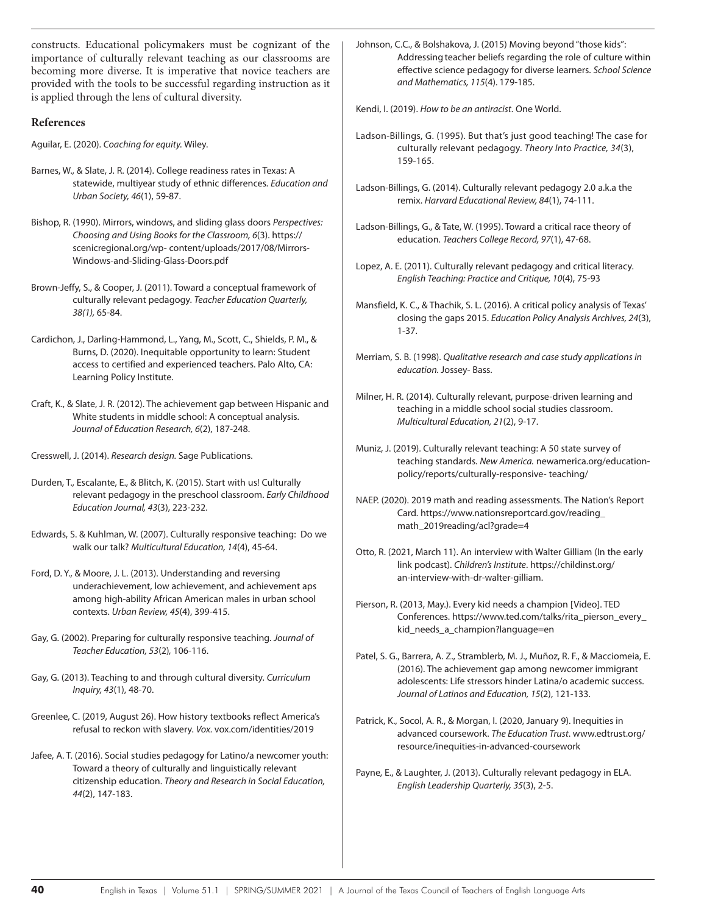constructs. Educational policymakers must be cognizant of the importance of culturally relevant teaching as our classrooms are becoming more diverse. It is imperative that novice teachers are provided with the tools to be successful regarding instruction as it is applied through the lens of cultural diversity.

## References

Aguilar, E. (2020). *Coaching for equity.* Wiley.

Barnes, W., & Slate, J. R. (2014). College readiness rates in Texas: A statewide, multiyear study of ethnic differences. *Education and Urban Society, 46*(1), 59-87.

Bishop, R. (1990). Mirrors, windows, and sliding glass doors *Perspectives: Choosing and Using Books for the Classroom, 6*(3). https://scenicregional.org/wp- content/uploads/2017/08/Mirrors-Windows-and-Sliding-Glass-Doors.pdf

Brown-Jeffy, S., & Cooper, J. (2011). Toward a conceptual framework of culturally relevant pedagogy. *Teacher Education Quarterly, 38(1),* 65-84.

Cardichon, J., Darling-Hammond, L., Yang, M., Scott, C., Shields, P. M., & Burns, D. (2020). Inequitable opportunity to learn: Student access to certified and experienced teachers. Palo Alto, CA: Learning Policy Institute.

Craft, K., & Slate, J. R. (2012). The achievement gap between Hispanic and White students in middle school: A conceptual analysis. *Journal of Education Research, 6*(2), 187-248.

Cresswell, J. (2014). *Research design.* Sage Publications.

Durden, T., Escalante, E., & Blitch, K. (2015). Start with us! Culturally relevant pedagogy in the preschool classroom. *Early Childhood Education Journal, 43*(3), 223-232.

Edwards, S. & Kuhlman, W. (2007). Culturally responsive teaching: Do we walk our talk? *Multicultural Education, 14*(4), 45-64.

Ford, D. Y., & Moore, J. L. (2013). Understanding and reversing underachievement, low achievement, and achievement aps among high-ability African American males in urban school contexts. *Urban Review, 45*(4), 399-415.

Gay, G. (2002). Preparing for culturally responsive teaching. *Journal of Teacher Education, 53*(2), 106-116.

Gay, G. (2013). Teaching to and through cultural diversity. *Curriculum Inquiry, 43*(1), 48-70.

Greenlee, C. (2019, August 26). How history textbooks reflect America's refusal to reckon with slavery. *Vox.* vox.com/identities/2019

Jafee, A. T. (2016). Social studies pedagogy for Latino/a newcomer youth: Toward a theory of culturally and linguistically relevant citizenship education. *Theory and Research in Social Education, 44*(2), 147-183.

Johnson, C.C., & Bolshakova, J. (2015) Moving beyond "those kids": Addressing teacher beliefs regarding the role of culture within effective science pedagogy for diverse learners. *School Science and Mathematics, 115*(4). 179-185.

Kendi, I. (2019). *How to be an antiracist*. One World.

Ladson-Billings, G. (1995). But that's just good teaching! The case for culturally relevant pedagogy. *Theory Into Practice, 34*(3), 159-165.

Ladson-Billings, G. (2014). Culturally relevant pedagogy 2.0 a.k.a the remix. *Harvard Educational Review, 84*(1), 74-111.

Ladson-Billings, G., & Tate, W. (1995). Toward a critical race theory of education. *Teachers College Record, 97*(1), 47-68.

Lopez, A. E. (2011). Culturally relevant pedagogy and critical literacy. *English Teaching: Practice and Critique, 10*(4), 75-93

Mansfield, K. C., & Thachik, S. L. (2016). A critical policy analysis of Texas' closing the gaps 2015. *Education Policy Analysis Archives, 24*(3), 1-37.

Merriam, S. B. (1998). *Qualitative research and case study applications in education.* Jossey- Bass.

Milner, H. R. (2014). Culturally relevant, purpose-driven learning and teaching in a middle school social studies classroom. *Multicultural Education, 21*(2), 9-17.

Muniz, J. (2019). Culturally relevant teaching: A 50 state survey of teaching standards. *New America.* newamerica.org/education-policy/reports/culturally-responsive- teaching/

NAEP. (2020). 2019 math and reading assessments. The Nation's Report Card. https://www.nationsreportcard.gov/reading_math_2019reading/acl?grade=4

Otto, R. (2021, March 11). An interview with Walter Gilliam (In the early link podcast). *Children's Institute*. https://childinst.org/an-interview-with-dr-walter-gilliam.

Pierson, R. (2013, May.). Every kid needs a champion [Video]. TED Conferences. https://www.ted.com/talks/rita_pierson_every_kid_needs_a_champion?language=en

Patel, S. G., Barrera, A. Z., Stramblerb, M. J., Muñoz, R. F., & Macciomeia, E. (2016). The achievement gap among newcomer immigrant adolescents: Life stressors hinder Latina/o academic success. *Journal of Latinos and Education, 15*(2), 121-133.

Patrick, K., Socol, A. R., & Morgan, I. (2020, January 9). Inequities in advanced coursework. *The Education Trust*. www.edtrust.org/resource/inequities-in-advanced-coursework

Payne, E., & Laughter, J. (2013). Culturally relevant pedagogy in ELA. *English Leadership Quarterly, 35*(3), 2-5.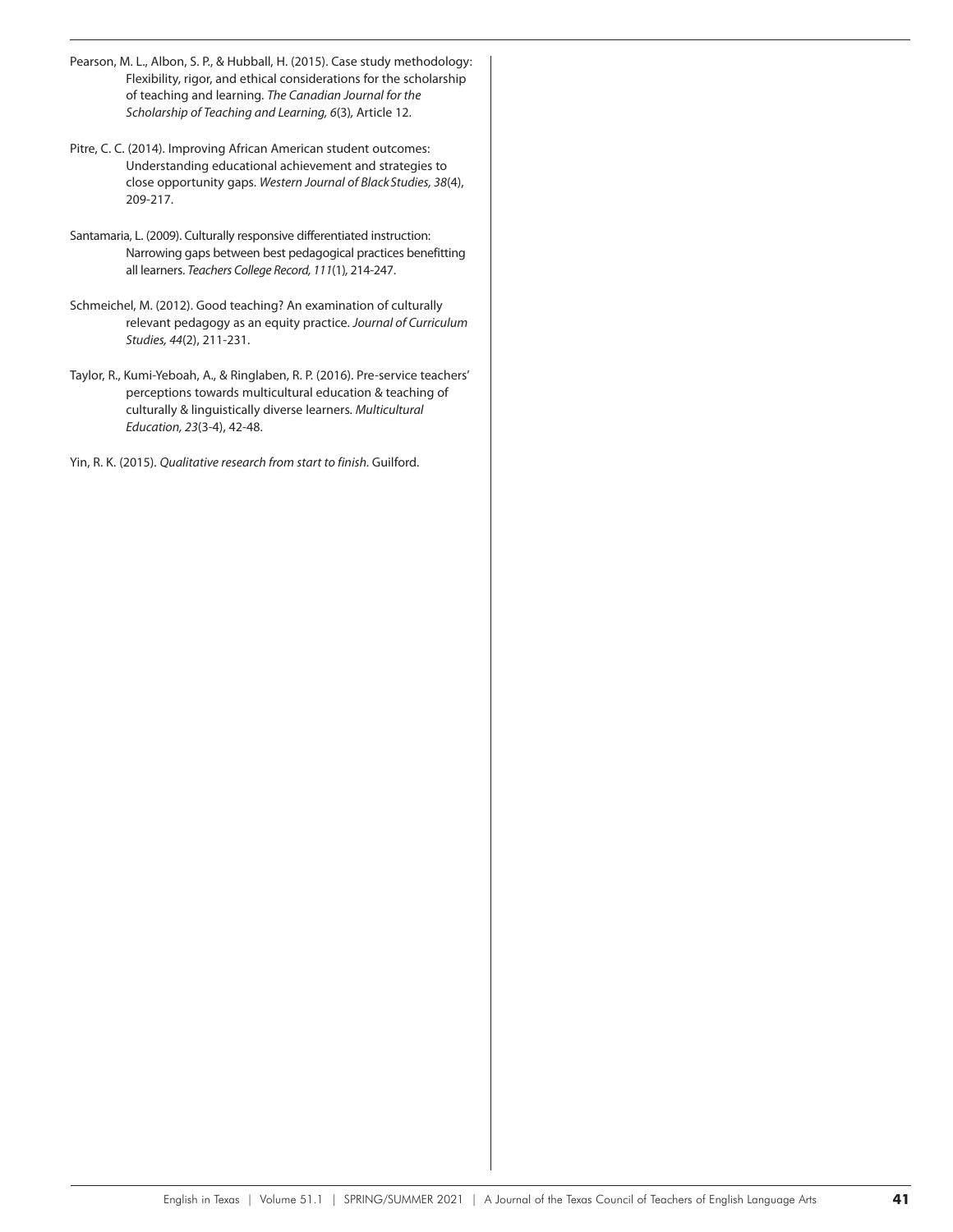Pearson, M. L., Albon, S. P., & Hubball, H. (2015). Case study methodology: Flexibility, rigor, and ethical considerations for the scholarship of teaching and learning. *The Canadian Journal for the Scholarship of Teaching and Learning, 6*(3), Article 12.

Pitre, C. C. (2014). Improving African American student outcomes: Understanding educational achievement and strategies to close opportunity gaps. *Western Journal of Black Studies, 38*(4), 209-217.

Santamaria, L. (2009). Culturally responsive differentiated instruction: Narrowing gaps between best pedagogical practices benefitting all learners. *Teachers College Record, 111*(1), 214-247.

Schmeichel, M. (2012). Good teaching? An examination of culturally relevant pedagogy as an equity practice. *Journal of Curriculum Studies, 44*(2), 211-231.

Taylor, R., Kumi-Yeboah, A., & Ringlaben, R. P. (2016). Pre-service teachers' perceptions towards multicultural education & teaching of culturally & linguistically diverse learners. *Multicultural Education, 23*(3-4), 42-48.

Yin, R. K. (2015). *Qualitative research from start to finish.* Guilford.